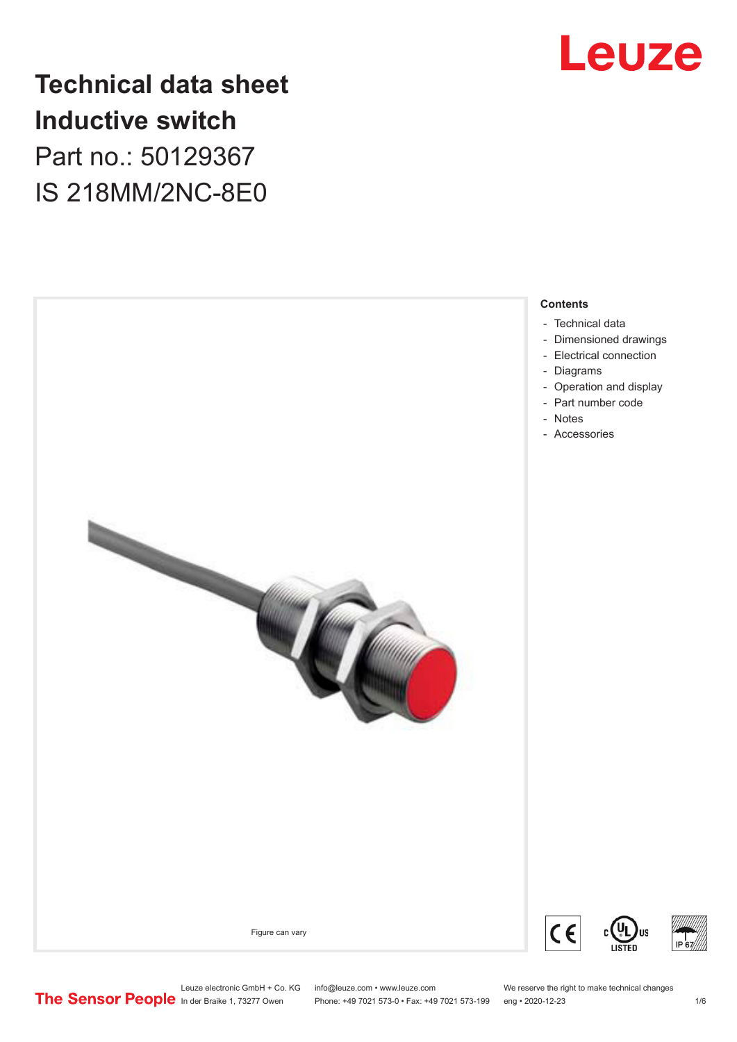# Technical data sheet
# Inductive switch

Part no.: 50129367

IS 218MM/2NC-8E0

Figure can vary

**Contents**

- Technical data
- Dimensioned drawings
- Electrical connection
- Diagrams
- Operation and display
- Part number code
- Notes
- Accessories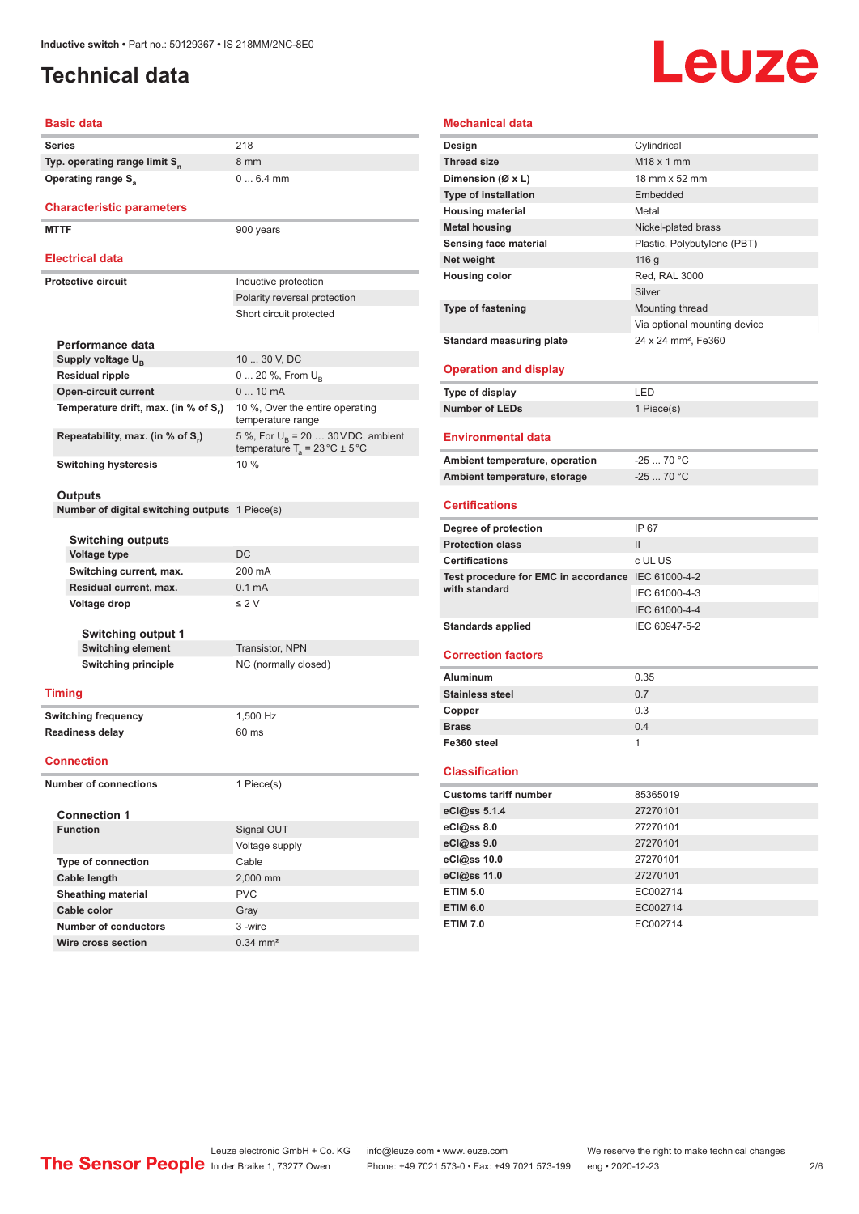# Technical data

## Basic data

| | |
|---|---|
| Series | 218 |
| Typ. operating range limit $S_n$ | 8 mm |
| Operating range $S_a$ | 0 ... 6.4 mm |

## Characteristic parameters

| | |
|---|---|
| MTTF | 900 years |

## Electrical data

| | |
|---|---|
| Protective circuit | Inductive protection |
| | Polarity reversal protection |
| | Short circuit protected |

### Performance data

| | |
|---|---|
| Supply voltage $U_B$ | 10 ... 30 V, DC |
| Residual ripple | 0 ... 20 %, From $U_B$ |
| Open-circuit current | 0 ... 10 mA |
| Temperature drift, max. (in % of $S_r$) | 10 %, Over the entire operating temperature range |
| Repeatability, max. (in % of $S_r$) | 5 %, For $U_B$ = 20 … 30 V DC, ambient temperature $T_a$ = 23 °C ± 5 °C |
| Switching hysteresis | 10 % |

### Outputs

| | |
|---|---|
| Number of digital switching outputs | 1 Piece(s) |

#### Switching outputs

| | |
|---|---|
| Voltage type | DC |
| Switching current, max. | 200 mA |
| Residual current, max. | 0.1 mA |
| Voltage drop | ≤ 2 V |

##### Switching output 1

| | |
|---|---|
| Switching element | Transistor, NPN |
| Switching principle | NC (normally closed) |

## Timing

| | |
|---|---|
| Switching frequency | 1,500 Hz |
| Readiness delay | 60 ms |

## Connection

| | |
|---|---|
| Number of connections | 1 Piece(s) |

### Connection 1

| | |
|---|---|
| Function | Signal OUT |
| | Voltage supply |
| Type of connection | Cable |
| Cable length | 2,000 mm |
| Sheathing material | PVC |
| Cable color | Gray |
| Number of conductors | 3 -wire |
| Wire cross section | 0.34 mm² |

## Mechanical data

| | |
|---|---|
| Design | Cylindrical |
| Thread size | M18 x 1 mm |
| Dimension (Ø x L) | 18 mm x 52 mm |
| Type of installation | Embedded |
| Housing material | Metal |
| Metal housing | Nickel-plated brass |
| Sensing face material | Plastic, Polybutylene (PBT) |
| Net weight | 116 g |
| Housing color | Red, RAL 3000 |
| | Silver |
| Type of fastening | Mounting thread |
| | Via optional mounting device |
| Standard measuring plate | 24 x 24 mm², Fe360 |

## Operation and display

| | |
|---|---|
| Type of display | LED |
| Number of LEDs | 1 Piece(s) |

## Environmental data

| | |
|---|---|
| Ambient temperature, operation | -25 ... 70 °C |
| Ambient temperature, storage | -25 ... 70 °C |

## Certifications

| | |
|---|---|
| Degree of protection | IP 67 |
| Protection class | II |
| Certifications | c UL US |
| Test procedure for EMC in accordance with standard | IEC 61000-4-2 |
| | IEC 61000-4-3 |
| | IEC 61000-4-4 |
| Standards applied | IEC 60947-5-2 |

## Correction factors

| | |
|---|---|
| Aluminum | 0.35 |
| Stainless steel | 0.7 |
| Copper | 0.3 |
| Brass | 0.4 |
| Fe360 steel | 1 |

## Classification

| | |
|---|---|
| Customs tariff number | 85365019 |
| eCl@ss 5.1.4 | 27270101 |
| eCl@ss 8.0 | 27270101 |
| eCl@ss 9.0 | 27270101 |
| eCl@ss 10.0 | 27270101 |
| eCl@ss 11.0 | 27270101 |
| ETIM 5.0 | EC002714 |
| ETIM 6.0 | EC002714 |
| ETIM 7.0 | EC002714 |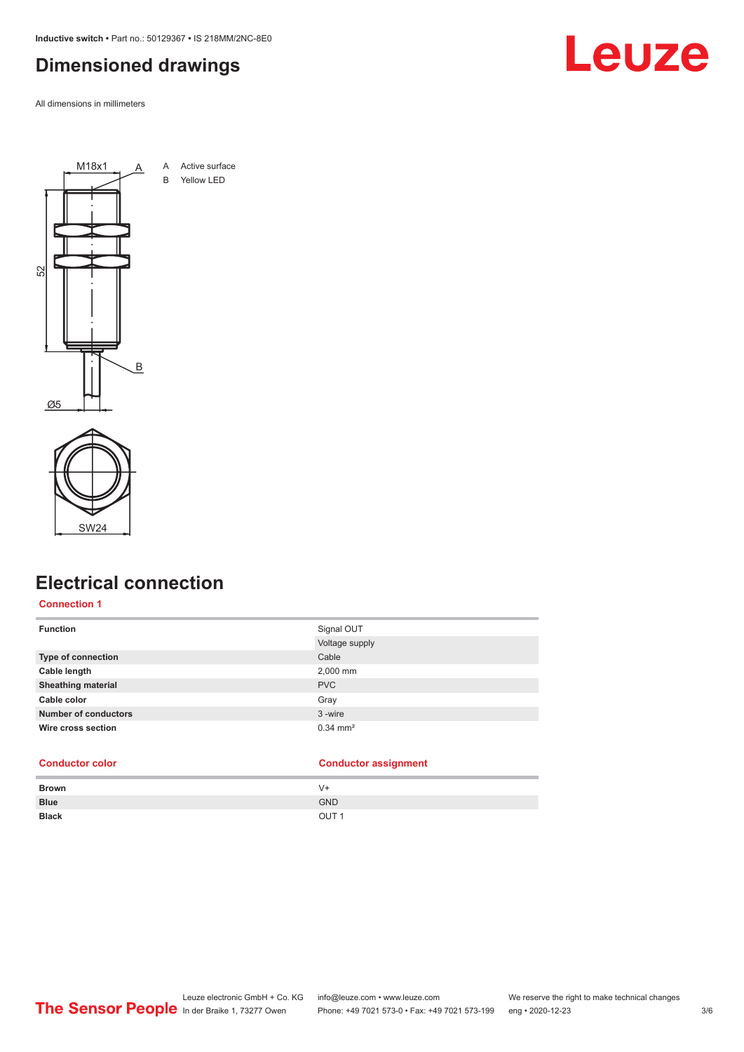# Dimensioned drawings

All dimensions in millimeters

A Active surface
B Yellow LED

# Electrical connection

## Connection 1

| | |
|---|---|
| **Function** | Signal OUT |
| | Voltage supply |
| **Type of connection** | Cable |
| **Cable length** | 2,000 mm |
| **Sheathing material** | PVC |
| **Cable color** | Gray |
| **Number of conductors** | 3 -wire |
| **Wire cross section** | 0.34 mm² |

| Conductor color | Conductor assignment |
|---|---|
| **Brown** | V+ |
| **Blue** | GND |
| **Black** | OUT 1 |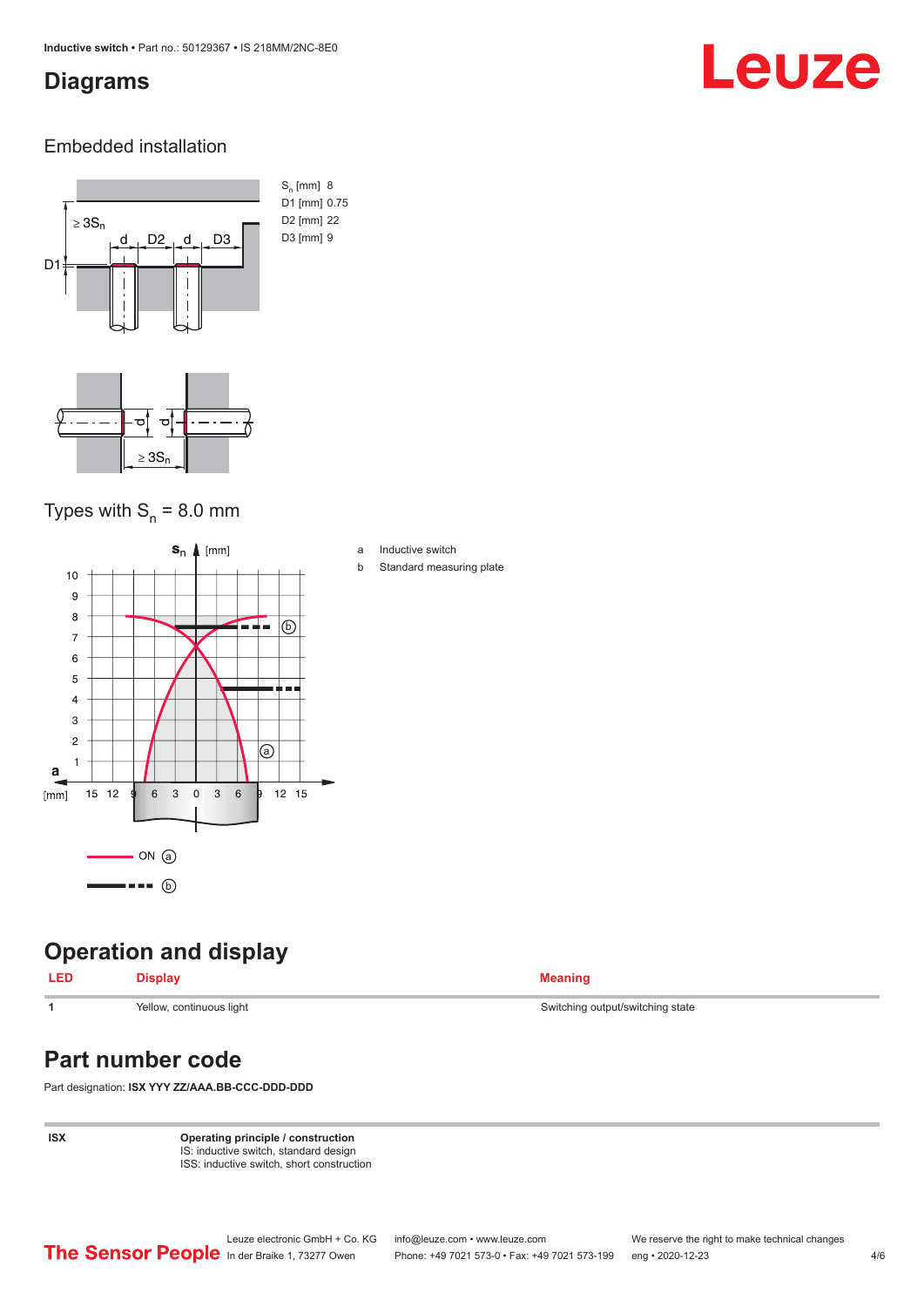## Diagrams

### Embedded installation

$S_n$ [mm] 8
D1 [mm] 0.75
D2 [mm] 22
D3 [mm] 9

### Types with $S_n$ = 8.0 mm

a Inductive switch
b Standard measuring plate

## Operation and display

| LED | Display | Meaning |
|---|---|---|
| 1 | Yellow, continuous light | Switching output/switching state |

## Part number code

Part designation: **ISX YYY ZZ/AAA.BB-CCC-DDD-DDD**

| | |
|---|---|
| **ISX** | **Operating principle / construction**<br>IS: inductive switch, standard design<br>ISS: inductive switch, short construction |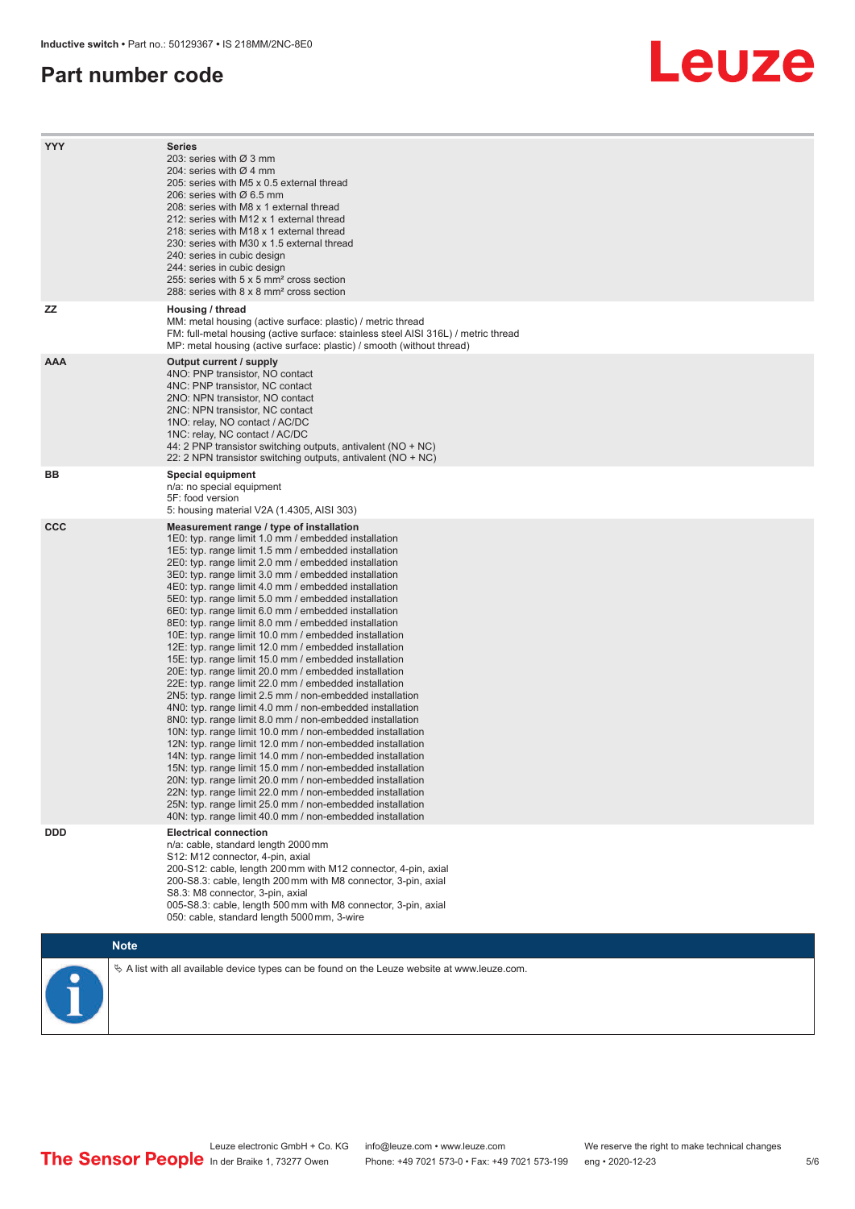# Part number code

| | |
|---|---|
| **YYY** | **Series**<br>203: series with Ø 3 mm<br>204: series with Ø 4 mm<br>205: series with M5 x 0.5 external thread<br>206: series with Ø 6.5 mm<br>208: series with M8 x 1 external thread<br>212: series with M12 x 1 external thread<br>218: series with M18 x 1 external thread<br>230: series with M30 x 1.5 external thread<br>240: series in cubic design<br>244: series in cubic design<br>255: series with 5 x 5 mm² cross section<br>288: series with 8 x 8 mm² cross section |
| **ZZ** | **Housing / thread**<br>MM: metal housing (active surface: plastic) / metric thread<br>FM: full-metal housing (active surface: stainless steel AISI 316L) / metric thread<br>MP: metal housing (active surface: plastic) / smooth (without thread) |
| **AAA** | **Output current / supply**<br>4NO: PNP transistor, NO contact<br>4NC: PNP transistor, NC contact<br>2NO: NPN transistor, NO contact<br>2NC: NPN transistor, NC contact<br>1NO: relay, NO contact / AC/DC<br>1NC: relay, NC contact / AC/DC<br>44: 2 PNP transistor switching outputs, antivalent (NO + NC)<br>22: 2 NPN transistor switching outputs, antivalent (NO + NC) |
| **BB** | **Special equipment**<br>n/a: no special equipment<br>5F: food version<br>5: housing material V2A (1.4305, AISI 303) |
| **CCC** | **Measurement range / type of installation**<br>1E0: typ. range limit 1.0 mm / embedded installation<br>1E5: typ. range limit 1.5 mm / embedded installation<br>2E0: typ. range limit 2.0 mm / embedded installation<br>3E0: typ. range limit 3.0 mm / embedded installation<br>4E0: typ. range limit 4.0 mm / embedded installation<br>5E0: typ. range limit 5.0 mm / embedded installation<br>6E0: typ. range limit 6.0 mm / embedded installation<br>8E0: typ. range limit 8.0 mm / embedded installation<br>10E: typ. range limit 10.0 mm / embedded installation<br>12E: typ. range limit 12.0 mm / embedded installation<br>15E: typ. range limit 15.0 mm / embedded installation<br>20E: typ. range limit 20.0 mm / embedded installation<br>22E: typ. range limit 22.0 mm / embedded installation<br>2N5: typ. range limit 2.5 mm / non-embedded installation<br>4N0: typ. range limit 4.0 mm / non-embedded installation<br>8N0: typ. range limit 8.0 mm / non-embedded installation<br>10N: typ. range limit 10.0 mm / non-embedded installation<br>12N: typ. range limit 12.0 mm / non-embedded installation<br>14N: typ. range limit 14.0 mm / non-embedded installation<br>15N: typ. range limit 15.0 mm / non-embedded installation<br>20N: typ. range limit 20.0 mm / non-embedded installation<br>22N: typ. range limit 22.0 mm / non-embedded installation<br>25N: typ. range limit 25.0 mm / non-embedded installation<br>40N: typ. range limit 40.0 mm / non-embedded installation |
| **DDD** | **Electrical connection**<br>n/a: cable, standard length 2000 mm<br>S12: M12 connector, 4-pin, axial<br>200-S12: cable, length 200 mm with M12 connector, 4-pin, axial<br>200-S8.3: cable, length 200 mm with M8 connector, 3-pin, axial<br>S8.3: M8 connector, 3-pin, axial<br>005-S8.3: cable, length 500 mm with M8 connector, 3-pin, axial<br>050: cable, standard length 5000 mm, 3-wire |

**Note**

↳ A list with all available device types can be found on the Leuze website at www.leuze.com.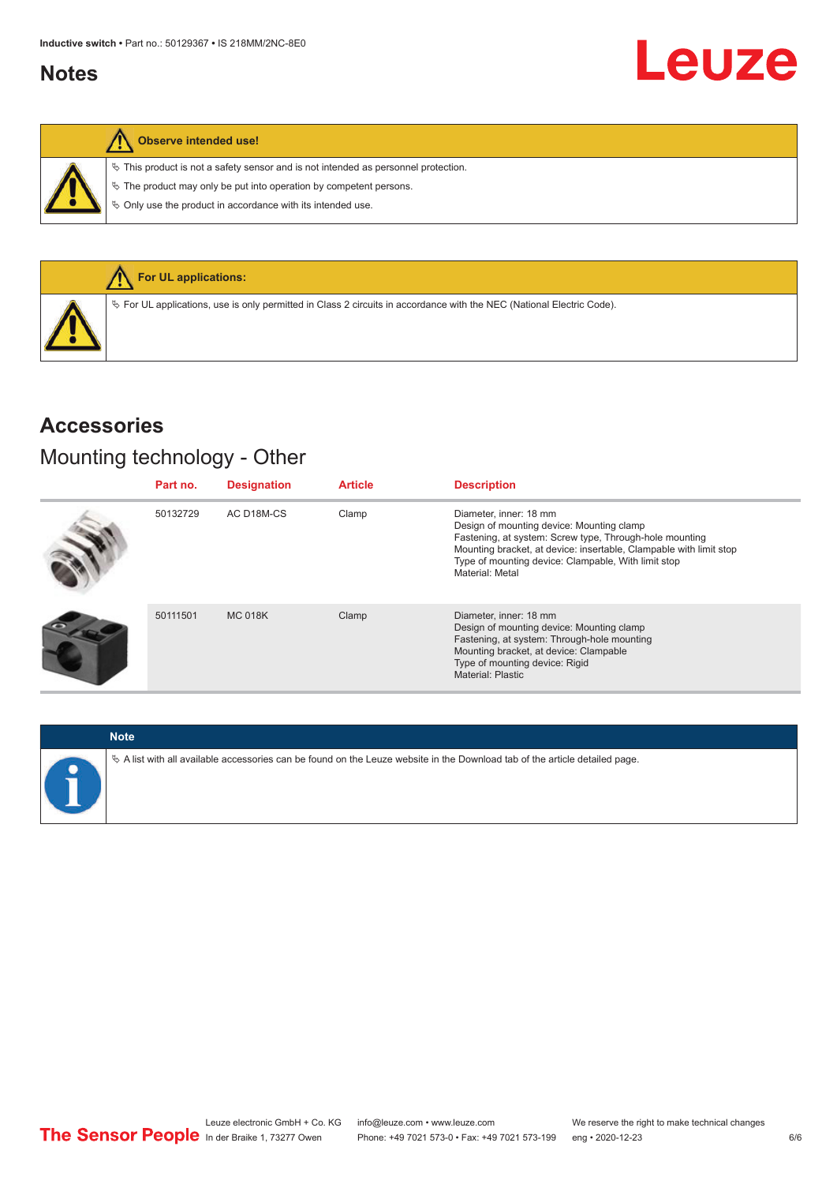## Notes

**Observe intended use!**

- This product is not a safety sensor and is not intended as personnel protection.
- The product may only be put into operation by competent persons.
- Only use the product in accordance with its intended use.

**For UL applications:**

- For UL applications, use is only permitted in Class 2 circuits in accordance with the NEC (National Electric Code).

## Accessories

### Mounting technology - Other

| Part no. | Designation | Article | Description |
|---|---|---|---|
| 50132729 | AC D18M-CS | Clamp | Diameter, inner: 18 mm<br>Design of mounting device: Mounting clamp<br>Fastening, at system: Screw type, Through-hole mounting<br>Mounting bracket, at device: insertable, Clampable with limit stop<br>Type of mounting device: Clampable, With limit stop<br>Material: Metal |
| 50111501 | MC 018K | Clamp | Diameter, inner: 18 mm<br>Design of mounting device: Mounting clamp<br>Fastening, at system: Through-hole mounting<br>Mounting bracket, at device: Clampable<br>Type of mounting device: Rigid<br>Material: Plastic |

**Note**

- A list with all available accessories can be found on the Leuze website in the Download tab of the article detailed page.